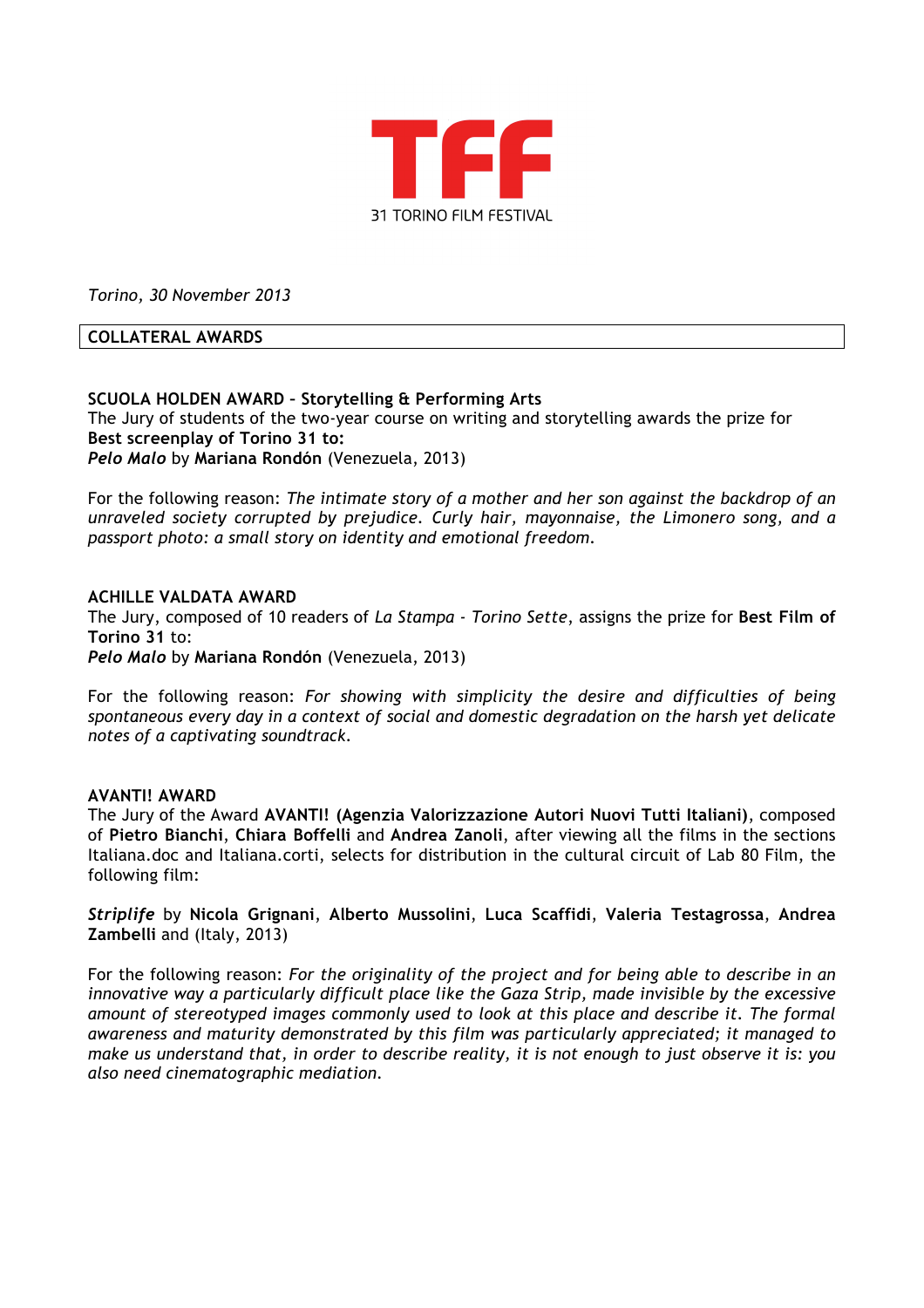# TFF

31 TORINO FILM FESTIVAL

*Torino, 30 November 2013*

## COLLATERAL AWARDS

**SCUOLA HOLDEN AWARD – Storytelling & Performing Arts**
The Jury of students of the two-year course on writing and storytelling awards the prize for **Best screenplay of Torino 31 to:**
***Pelo Malo*** by **Mariana Rondón** (Venezuela, 2013)

For the following reason: *The intimate story of a mother and her son against the backdrop of an unraveled society corrupted by prejudice. Curly hair, mayonnaise, the Limonero song, and a passport photo: a small story on identity and emotional freedom.*

**ACHILLE VALDATA AWARD**
The Jury, composed of 10 readers of *La Stampa - Torino Sette*, assigns the prize for **Best Film of Torino 31** to:
***Pelo Malo*** by **Mariana Rondón** (Venezuela, 2013)

For the following reason: *For showing with simplicity the desire and difficulties of being spontaneous every day in a context of social and domestic degradation on the harsh yet delicate notes of a captivating soundtrack.*

**AVANTI! AWARD**
The Jury of the Award **AVANTI! (Agenzia Valorizzazione Autori Nuovi Tutti Italiani)**, composed of **Pietro Bianchi**, **Chiara Boffelli** and **Andrea Zanoli**, after viewing all the films in the sections Italiana.doc and Italiana.corti, selects for distribution in the cultural circuit of Lab 80 Film, the following film:

***Striplife*** by **Nicola Grignani**, **Alberto Mussolini**, **Luca Scaffidi**, **Valeria Testagrossa**, **Andrea Zambelli** and (Italy, 2013)

For the following reason: *For the originality of the project and for being able to describe in an innovative way a particularly difficult place like the Gaza Strip, made invisible by the excessive amount of stereotyped images commonly used to look at this place and describe it. The formal awareness and maturity demonstrated by this film was particularly appreciated; it managed to make us understand that, in order to describe reality, it is not enough to just observe it is: you also need cinematographic mediation.*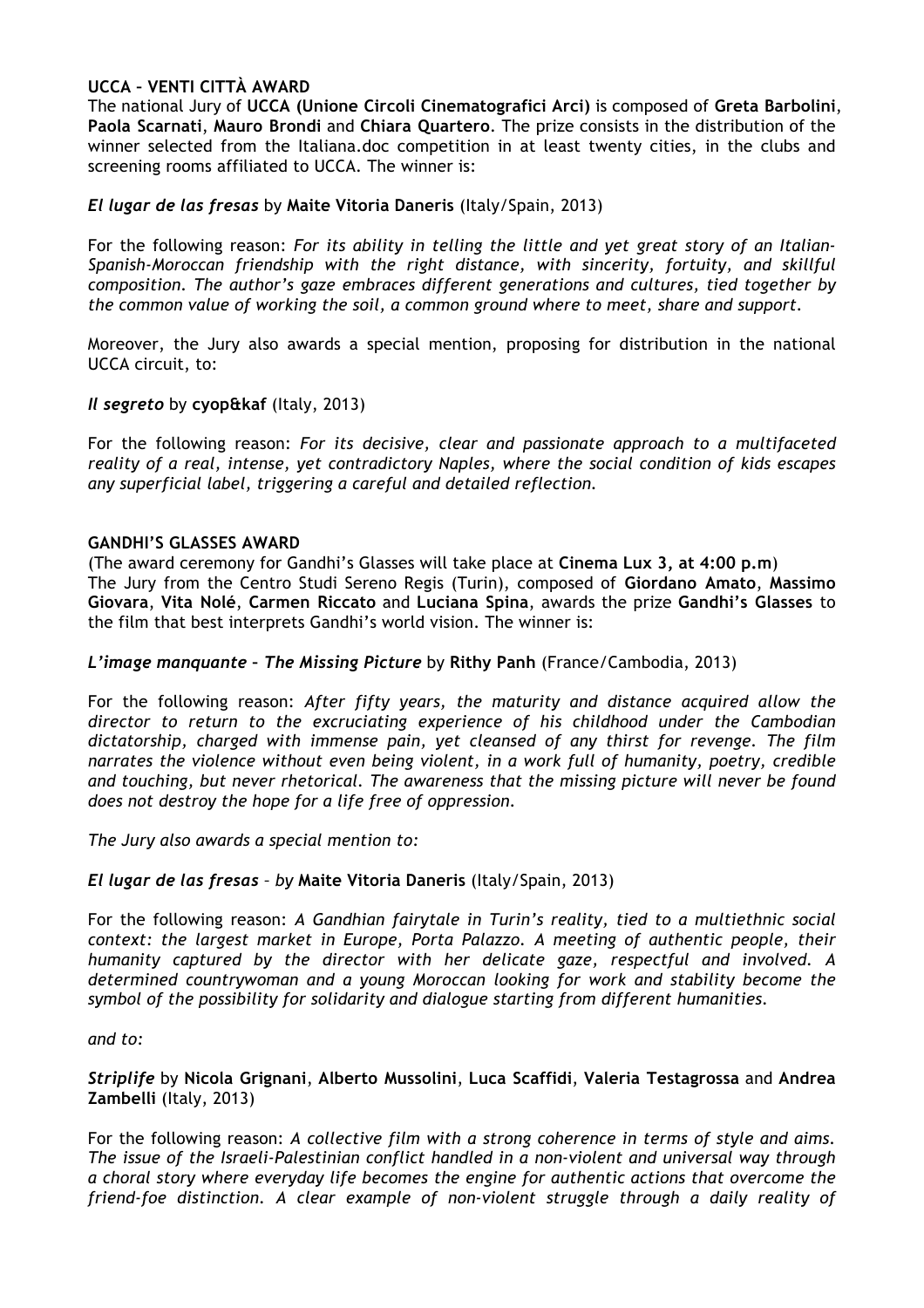**UCCA – VENTI CITTÀ AWARD**

The national Jury of **UCCA (Unione Circoli Cinematografici Arci)** is composed of **Greta Barbolini**, **Paola Scarnati**, **Mauro Brondi** and **Chiara Quartero**. The prize consists in the distribution of the winner selected from the Italiana.doc competition in at least twenty cities, in the clubs and screening rooms affiliated to UCCA. The winner is:

***El lugar de las fresas*** by **Maite Vitoria Daneris** (Italy/Spain, 2013)

For the following reason: *For its ability in telling the little and yet great story of an Italian-Spanish-Moroccan friendship with the right distance, with sincerity, fortuity, and skillful composition. The author's gaze embraces different generations and cultures, tied together by the common value of working the soil, a common ground where to meet, share and support.*

Moreover, the Jury also awards a special mention, proposing for distribution in the national UCCA circuit, to:

***Il segreto*** by **cyop&kaf** (Italy, 2013)

For the following reason: *For its decisive, clear and passionate approach to a multifaceted reality of a real, intense, yet contradictory Naples, where the social condition of kids escapes any superficial label, triggering a careful and detailed reflection.*

**GANDHI'S GLASSES AWARD**

(The award ceremony for Gandhi's Glasses will take place at **Cinema Lux 3, at 4:00 p.m**)
The Jury from the Centro Studi Sereno Regis (Turin), composed of **Giordano Amato**, **Massimo Giovara**, **Vita Nolé**, **Carmen Riccato** and **Luciana Spina**, awards the prize **Gandhi's Glasses** to the film that best interprets Gandhi's world vision. The winner is:

***L'image manquante – The Missing Picture*** by **Rithy Panh** (France/Cambodia, 2013)

For the following reason: *After fifty years, the maturity and distance acquired allow the director to return to the excruciating experience of his childhood under the Cambodian dictatorship, charged with immense pain, yet cleansed of any thirst for revenge. The film narrates the violence without even being violent, in a work full of humanity, poetry, credible and touching, but never rhetorical. The awareness that the missing picture will never be found does not destroy the hope for a life free of oppression.*

*The Jury also awards a special mention to:*

***El lugar de las fresas*** *– by* **Maite Vitoria Daneris** (Italy/Spain, 2013)

For the following reason: *A Gandhian fairytale in Turin's reality, tied to a multiethnic social context: the largest market in Europe, Porta Palazzo. A meeting of authentic people, their humanity captured by the director with her delicate gaze, respectful and involved. A determined countrywoman and a young Moroccan looking for work and stability become the symbol of the possibility for solidarity and dialogue starting from different humanities.*

*and to:*

***Striplife*** by **Nicola Grignani**, **Alberto Mussolini**, **Luca Scaffidi**, **Valeria Testagrossa** and **Andrea Zambelli** (Italy, 2013)

For the following reason: *A collective film with a strong coherence in terms of style and aims. The issue of the Israeli-Palestinian conflict handled in a non-violent and universal way through a choral story where everyday life becomes the engine for authentic actions that overcome the friend-foe distinction. A clear example of non-violent struggle through a daily reality of*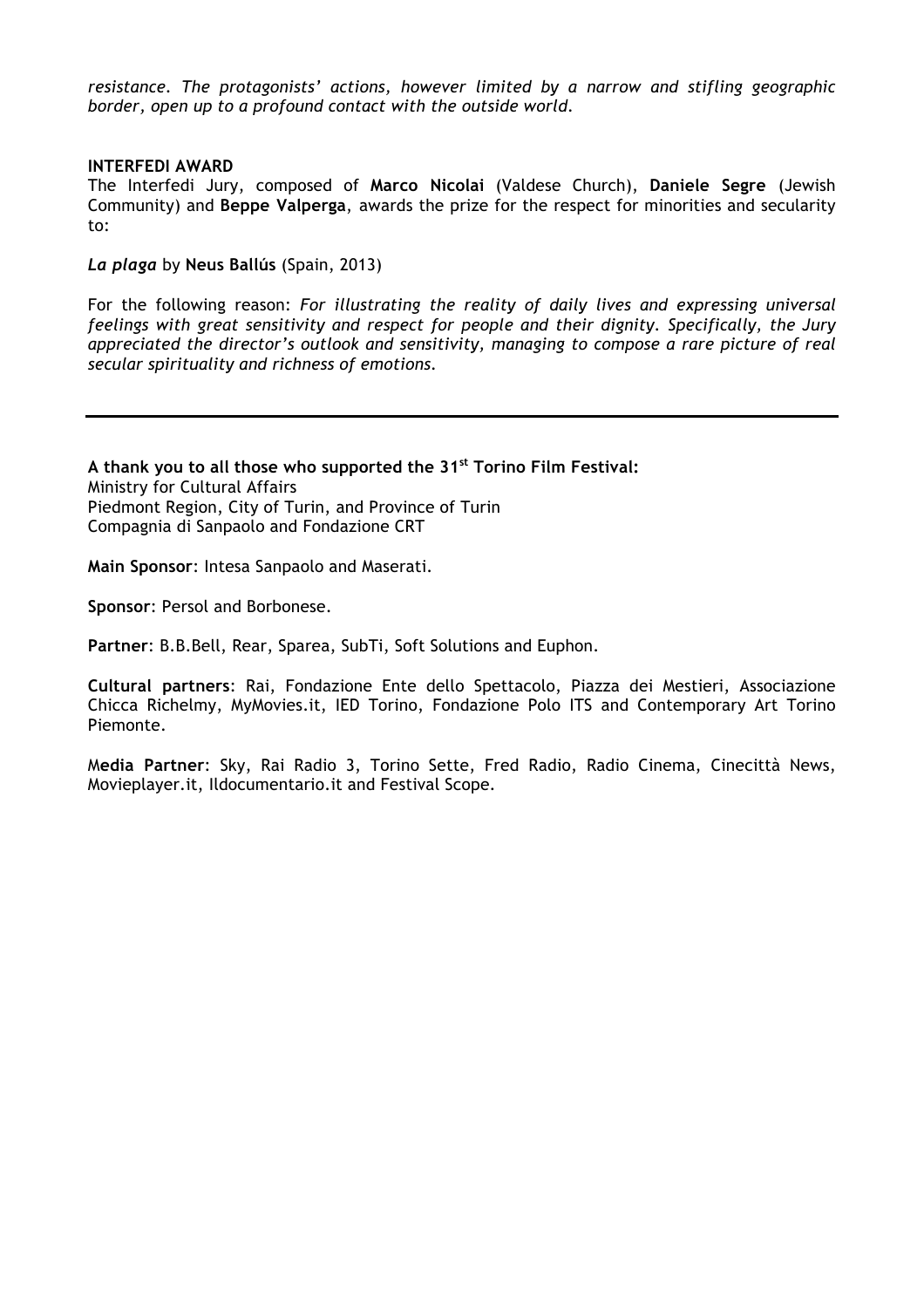*resistance. The protagonists' actions, however limited by a narrow and stifling geographic border, open up to a profound contact with the outside world.*

**INTERFEDI AWARD**

The Interfedi Jury, composed of **Marco Nicolai** (Valdese Church), **Daniele Segre** (Jewish Community) and **Beppe Valperga**, awards the prize for the respect for minorities and secularity to:

***La plaga*** by **Neus Ballús** (Spain, 2013)

For the following reason: *For illustrating the reality of daily lives and expressing universal feelings with great sensitivity and respect for people and their dignity. Specifically, the Jury appreciated the director's outlook and sensitivity, managing to compose a rare picture of real secular spirituality and richness of emotions.*

---

**A thank you to all those who supported the 31st Torino Film Festival:**
Ministry for Cultural Affairs
Piedmont Region, City of Turin, and Province of Turin
Compagnia di Sanpaolo and Fondazione CRT

**Main Sponsor**: Intesa Sanpaolo and Maserati.

**Sponsor**: Persol and Borbonese.

**Partner**: B.B.Bell, Rear, Sparea, SubTi, Soft Solutions and Euphon.

**Cultural partners**: Rai, Fondazione Ente dello Spettacolo, Piazza dei Mestieri, Associazione Chicca Richelmy, MyMovies.it, IED Torino, Fondazione Polo ITS and Contemporary Art Torino Piemonte.

**Media Partner**: Sky, Rai Radio 3, Torino Sette, Fred Radio, Radio Cinema, Cinecittà News, Movieplayer.it, Ildocumentario.it and Festival Scope.